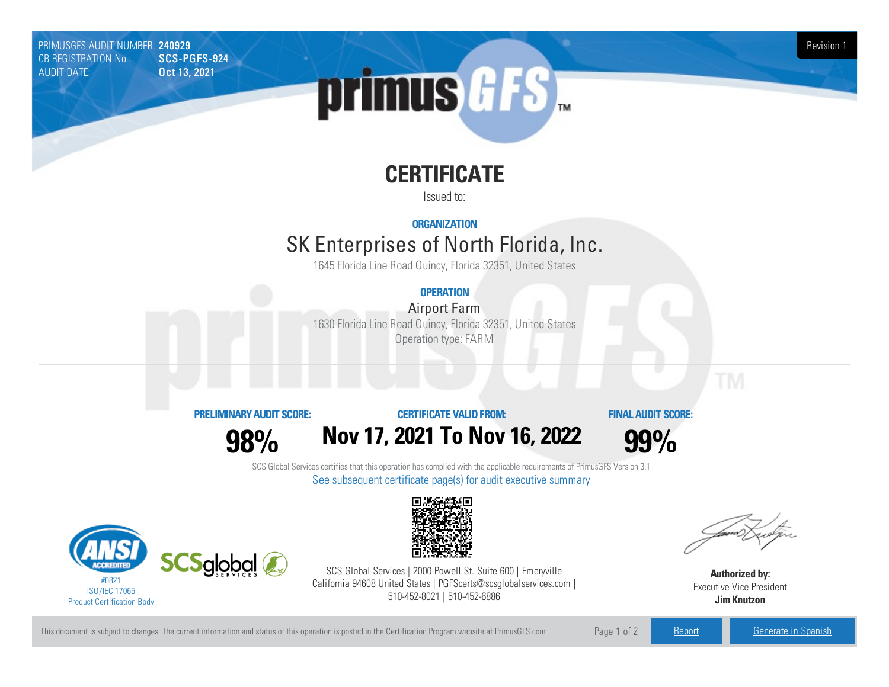PRIMUSGFS AUDIT NUMBER: **240929**
CB REGISTRATION No.: **SCS-PGFS-924**
AUDIT DATE: **Oct 13, 2021**

Revision 1

# CERTIFICATE

Issued to:

**ORGANIZATION**

## SK Enterprises of North Florida, Inc.

1645 Florida Line Road Quincy, Florida 32351, United States

**OPERATION**

### Airport Farm

1630 Florida Line Road Quincy, Florida 32351, United States
Operation type: FARM

| PRELIMINARY AUDIT SCORE: | CERTIFICATE VALID FROM: | FINAL AUDIT SCORE: |
|---|---|---|
| **98%** | **Nov 17, 2021 To Nov 16, 2022** | **99%** |

SCS Global Services certifies that this operation has complied with the applicable requirements of PrimusGFS Version 3.1

See subsequent certificate page(s) for audit executive summary

#0821
ISO/IEC 17065
Product Certification Body

SCS Global Services | 2000 Powell St. Suite 600 | Emeryville California 94608 United States | PGFScerts@scsglobalservices.com | 510-452-8021 | 510-452-6886

**Authorized by:**
Executive Vice President
**Jim Knutzon**

This document is subject to changes. The current information and status of this operation is posted in the Certification Program website at PrimusGFS.com

Report | Generate in Spanish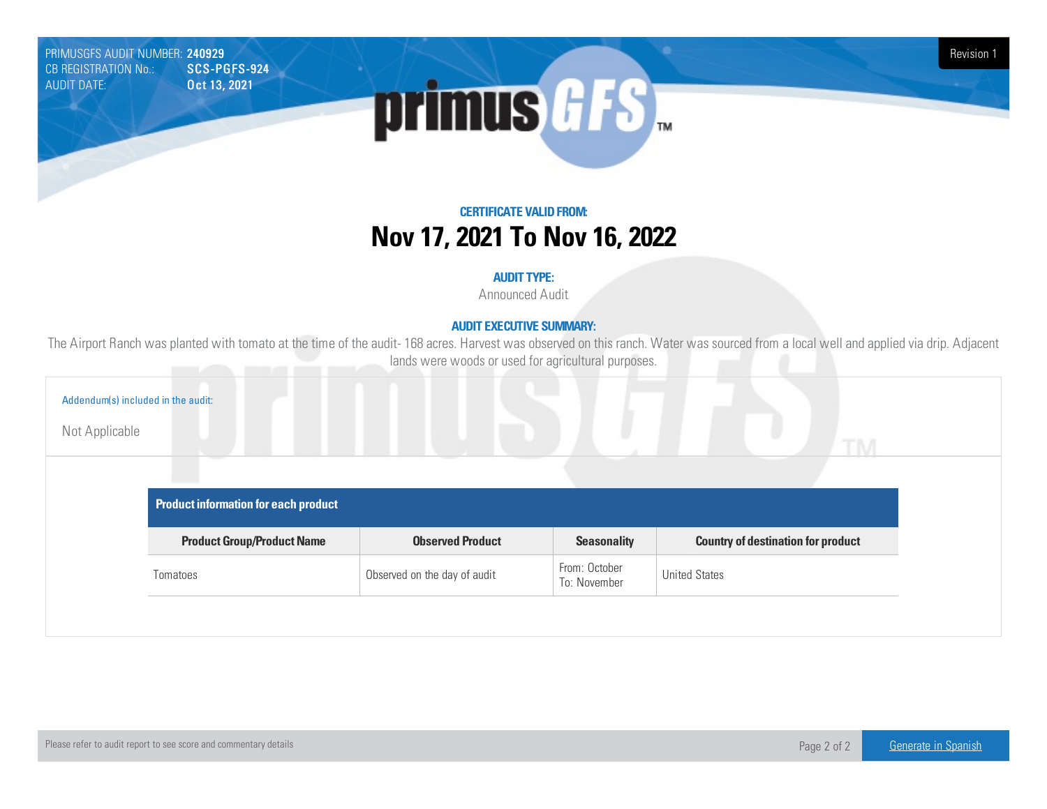PRIMUSGFS AUDIT NUMBER: **240929**
CB REGISTRATION No.: **SCS-PGFS-924**
AUDIT DATE: **Oct 13, 2021**

Revision 1

**primus GFS™**

### CERTIFICATE VALID FROM:

# Nov 17, 2021 To Nov 16, 2022

### AUDIT TYPE:

Announced Audit

### AUDIT EXECUTIVE SUMMARY:

The Airport Ranch was planted with tomato at the time of the audit- 168 acres. Harvest was observed on this ranch. Water was sourced from a local well and applied via drip. Adjacent lands were woods or used for agricultural purposes.

Addendum(s) included in the audit:

Not Applicable

**Product information for each product**

| Product Group/Product Name | Observed Product | Seasonality | Country of destination for product |
|---|---|---|---|
| Tomatoes | Observed on the day of audit | From: October<br>To: November | United States |

Please refer to audit report to see score and commentary details

Generate in Spanish